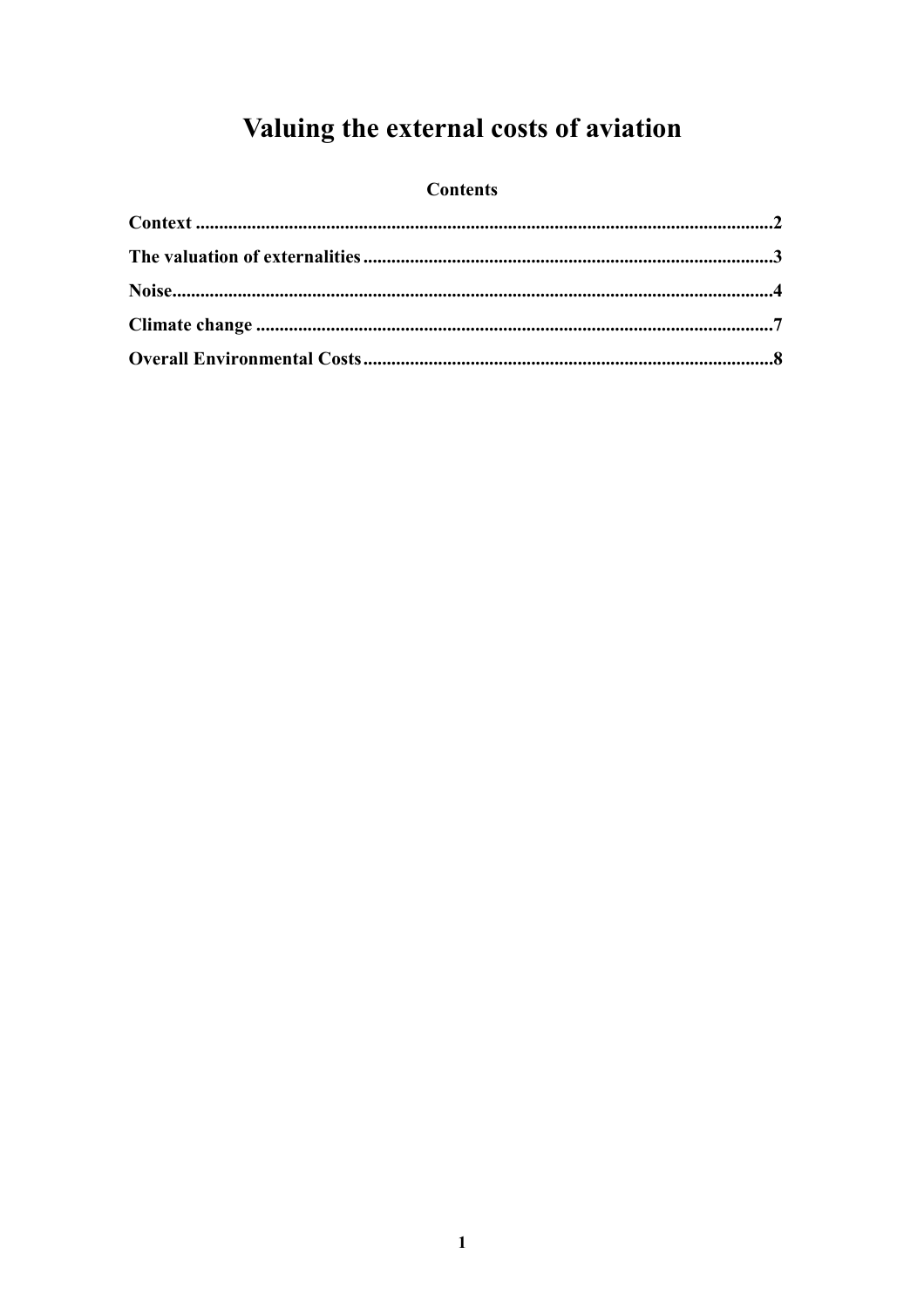# Valuing the external costs of aviation

## Contents

**Context** ..........................................................................................................................2

**The valuation of externalities** .......................................................................................3

**Noise** ...............................................................................................................................4

**Climate change** ..............................................................................................................7

**Overall Environmental Costs** .......................................................................................8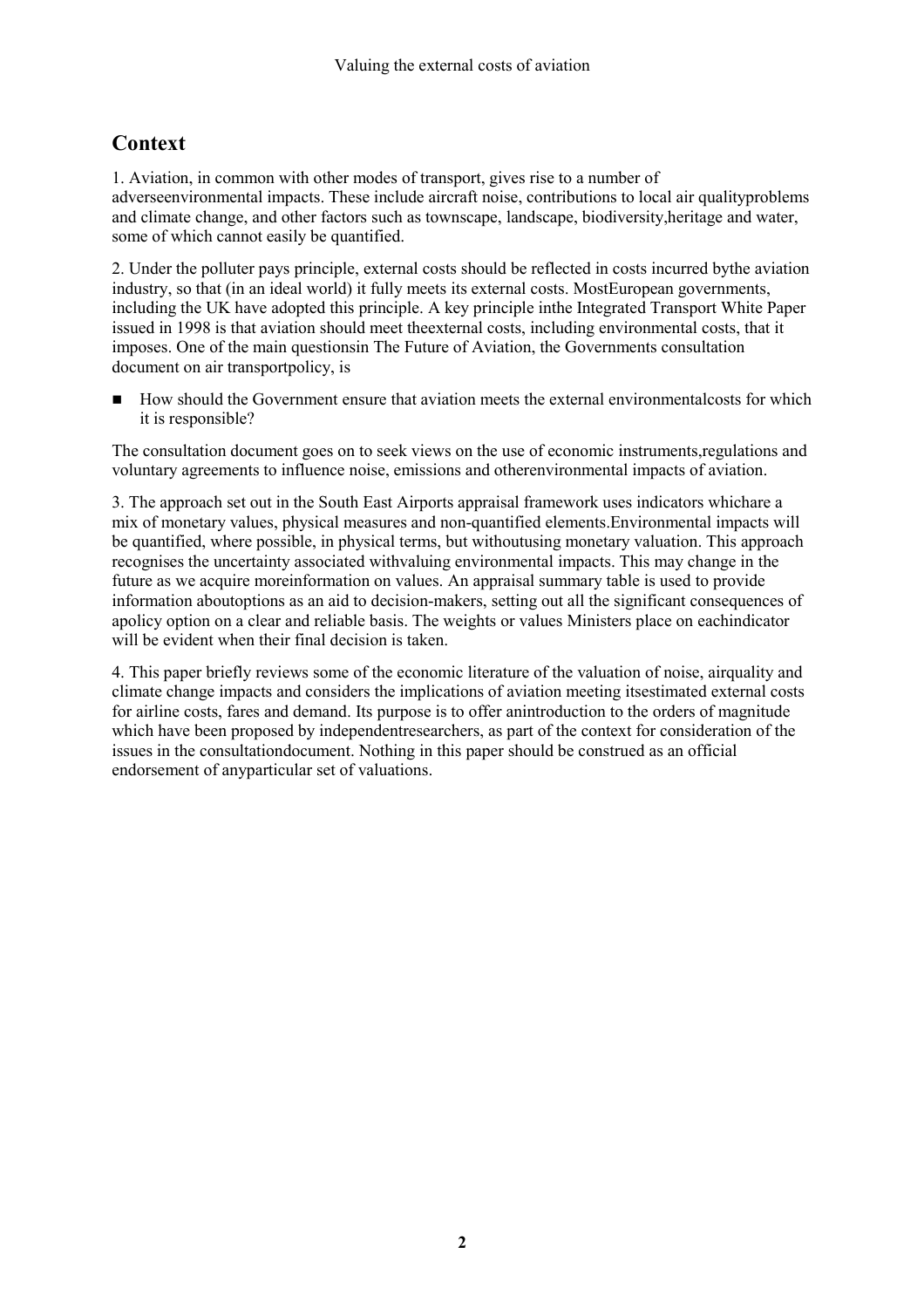## Context

1. Aviation, in common with other modes of transport, gives rise to a number of adverseenvironmental impacts. These include aircraft noise, contributions to local air qualityproblems and climate change, and other factors such as townscape, landscape, biodiversity,heritage and water, some of which cannot easily be quantified.

2. Under the polluter pays principle, external costs should be reflected in costs incurred bythe aviation industry, so that (in an ideal world) it fully meets its external costs. MostEuropean governments, including the UK have adopted this principle. A key principle inthe Integrated Transport White Paper issued in 1998 is that aviation should meet theexternal costs, including environmental costs, that it imposes. One of the main questionsin The Future of Aviation, the Governments consultation document on air transportpolicy, is

- How should the Government ensure that aviation meets the external environmentalcosts for which it is responsible?

The consultation document goes on to seek views on the use of economic instruments,regulations and voluntary agreements to influence noise, emissions and otherenvironmental impacts of aviation.

3. The approach set out in the South East Airports appraisal framework uses indicators whichare a mix of monetary values, physical measures and non-quantified elements.Environmental impacts will be quantified, where possible, in physical terms, but withoutusing monetary valuation. This approach recognises the uncertainty associated withvaluing environmental impacts. This may change in the future as we acquire moreinformation on values. An appraisal summary table is used to provide information aboutoptions as an aid to decision-makers, setting out all the significant consequences of apolicy option on a clear and reliable basis. The weights or values Ministers place on eachindicator will be evident when their final decision is taken.

4. This paper briefly reviews some of the economic literature of the valuation of noise, airquality and climate change impacts and considers the implications of aviation meeting itsestimated external costs for airline costs, fares and demand. Its purpose is to offer anintroduction to the orders of magnitude which have been proposed by independentresearchers, as part of the context for consideration of the issues in the consultationdocument. Nothing in this paper should be construed as an official endorsement of anyparticular set of valuations.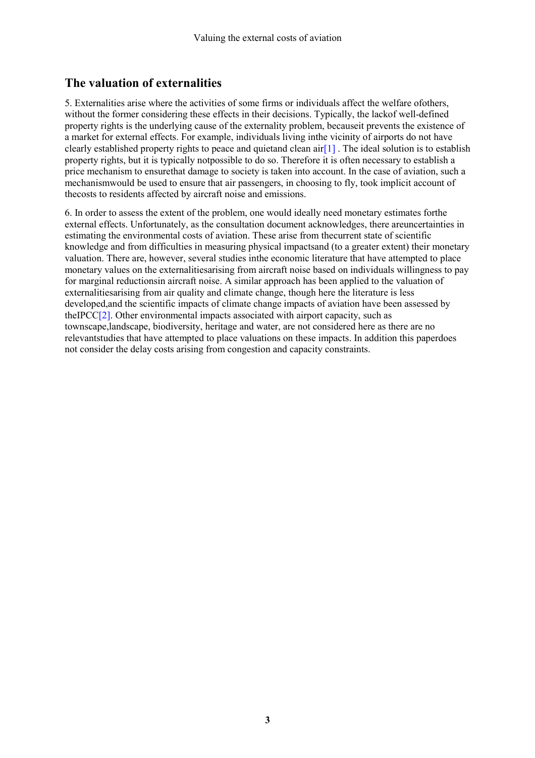## The valuation of externalities

5. Externalities arise where the activities of some firms or individuals affect the welfare ofothers, without the former considering these effects in their decisions. Typically, the lackof well-defined property rights is the underlying cause of the externality problem, becauseit prevents the existence of a market for external effects. For example, individuals living inthe vicinity of airports do not have clearly established property rights to peace and quietand clean air[1] . The ideal solution is to establish property rights, but it is typically notpossible to do so. Therefore it is often necessary to establish a price mechanism to ensurethat damage to society is taken into account. In the case of aviation, such a mechanismwould be used to ensure that air passengers, in choosing to fly, took implicit account of thecosts to residents affected by aircraft noise and emissions.

6. In order to assess the extent of the problem, one would ideally need monetary estimates forthe external effects. Unfortunately, as the consultation document acknowledges, there areuncertainties in estimating the environmental costs of aviation. These arise from thecurrent state of scientific knowledge and from difficulties in measuring physical impactsand (to a greater extent) their monetary valuation. There are, however, several studies inthe economic literature that have attempted to place monetary values on the externalitiesarising from aircraft noise based on individuals willingness to pay for marginal reductionsin aircraft noise. A similar approach has been applied to the valuation of externalitiesarising from air quality and climate change, though here the literature is less developed,and the scientific impacts of climate change impacts of aviation have been assessed by theIPCC[2]. Other environmental impacts associated with airport capacity, such as townscape,landscape, biodiversity, heritage and water, are not considered here as there are no relevantstudies that have attempted to place valuations on these impacts. In addition this paperdoes not consider the delay costs arising from congestion and capacity constraints.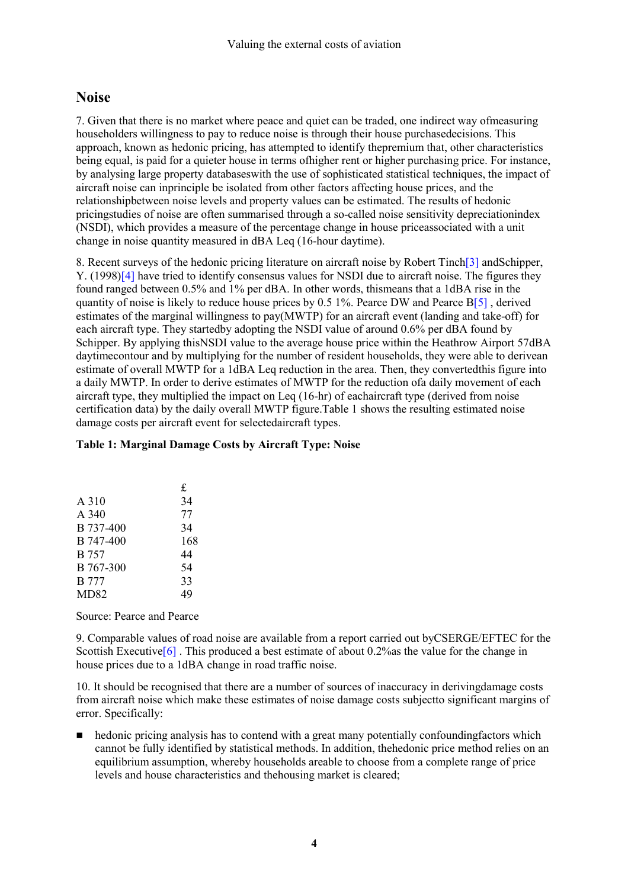## Noise

7. Given that there is no market where peace and quiet can be traded, one indirect way ofmeasuring householders willingness to pay to reduce noise is through their house purchasedecisions. This approach, known as hedonic pricing, has attempted to identify thepremium that, other characteristics being equal, is paid for a quieter house in terms ofhigher rent or higher purchasing price. For instance, by analysing large property databaseswith the use of sophisticated statistical techniques, the impact of aircraft noise can inprinciple be isolated from other factors affecting house prices, and the relationshipbetween noise levels and property values can be estimated. The results of hedonic pricingstudies of noise are often summarised through a so-called noise sensitivity depreciationindex (NSDI), which provides a measure of the percentage change in house priceassociated with a unit change in noise quantity measured in dBA Leq (16-hour daytime).

8. Recent surveys of the hedonic pricing literature on aircraft noise by Robert Tinch[3] andSchipper, Y. (1998)[4] have tried to identify consensus values for NSDI due to aircraft noise. The figures they found ranged between 0.5% and 1% per dBA. In other words, thismeans that a 1dBA rise in the quantity of noise is likely to reduce house prices by 0.5 1%. Pearce DW and Pearce B[5] , derived estimates of the marginal willingness to pay(MWTP) for an aircraft event (landing and take-off) for each aircraft type. They startedby adopting the NSDI value of around 0.6% per dBA found by Schipper. By applying thisNSDI value to the average house price within the Heathrow Airport 57dBA daytimecontour and by multiplying for the number of resident households, they were able to derivean estimate of overall MWTP for a 1dBA Leq reduction in the area. Then, they convertedthis figure into a daily MWTP. In order to derive estimates of MWTP for the reduction ofa daily movement of each aircraft type, they multiplied the impact on Leq (16-hr) of eachaircraft type (derived from noise certification data) by the daily overall MWTP figure.Table 1 shows the resulting estimated noise damage costs per aircraft event for selectedaircraft types.

**Table 1: Marginal Damage Costs by Aircraft Type: Noise**

| | £ |
|---|---|
| A 310 | 34 |
| A 340 | 77 |
| B 737-400 | 34 |
| B 747-400 | 168 |
| B 757 | 44 |
| B 767-300 | 54 |
| B 777 | 33 |
| MD82 | 49 |

Source: Pearce and Pearce

9. Comparable values of road noise are available from a report carried out byCSERGE/EFTEC for the Scottish Executive[6] . This produced a best estimate of about 0.2%as the value for the change in house prices due to a 1dBA change in road traffic noise.

10. It should be recognised that there are a number of sources of inaccuracy in derivingdamage costs from aircraft noise which make these estimates of noise damage costs subjectto significant margins of error. Specifically:

- hedonic pricing analysis has to contend with a great many potentially confoundingfactors which cannot be fully identified by statistical methods. In addition, thehedonic price method relies on an equilibrium assumption, whereby households areable to choose from a complete range of price levels and house characteristics and thehousing market is cleared;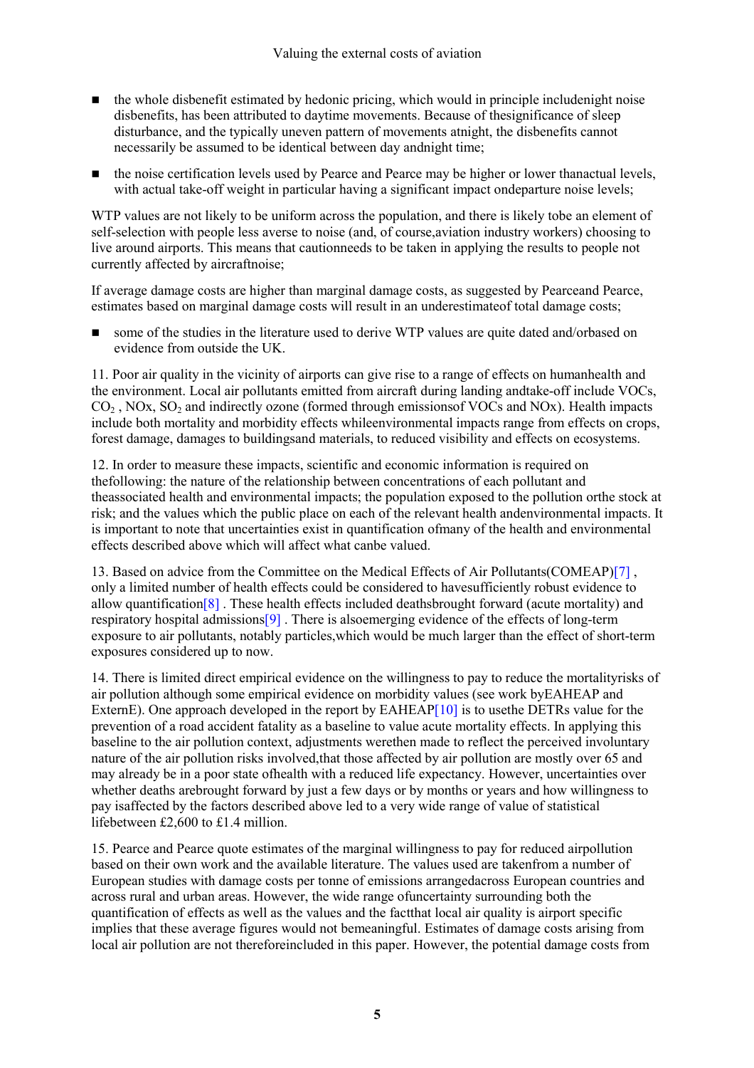- the whole disbenefit estimated by hedonic pricing, which would in principle includenight noise disbenefits, has been attributed to daytime movements. Because of thesignificance of sleep disturbance, and the typically uneven pattern of movements atnight, the disbenefits cannot necessarily be assumed to be identical between day andnight time;

- the noise certification levels used by Pearce and Pearce may be higher or lower thanactual levels, with actual take-off weight in particular having a significant impact ondeparture noise levels;

WTP values are not likely to be uniform across the population, and there is likely tobe an element of self-selection with people less averse to noise (and, of course,aviation industry workers) choosing to live around airports. This means that cautionneeds to be taken in applying the results to people not currently affected by aircraftnoise;

If average damage costs are higher than marginal damage costs, as suggested by Pearceand Pearce, estimates based on marginal damage costs will result in an underestimateof total damage costs;

- some of the studies in the literature used to derive WTP values are quite dated and/orbased on evidence from outside the UK.

11. Poor air quality in the vicinity of airports can give rise to a range of effects on humanhealth and the environment. Local air pollutants emitted from aircraft during landing andtake-off include VOCs, $CO_2$ , NOx, $SO_2$ and indirectly ozone (formed through emissionsof VOCs and NOx). Health impacts include both mortality and morbidity effects whileenvironmental impacts range from effects on crops, forest damage, damages to buildingsand materials, to reduced visibility and effects on ecosystems.

12. In order to measure these impacts, scientific and economic information is required on thefollowing: the nature of the relationship between concentrations of each pollutant and theassociated health and environmental impacts; the population exposed to the pollution orthe stock at risk; and the values which the public place on each of the relevant health andenvironmental impacts. It is important to note that uncertainties exist in quantification ofmany of the health and environmental effects described above which will affect what canbe valued.

13. Based on advice from the Committee on the Medical Effects of Air Pollutants(COMEAP)[7] , only a limited number of health effects could be considered to havesufficiently robust evidence to allow quantification[8] . These health effects included deathsbrought forward (acute mortality) and respiratory hospital admissions[9] . There is alsoemerging evidence of the effects of long-term exposure to air pollutants, notably particles,which would be much larger than the effect of short-term exposures considered up to now.

14. There is limited direct empirical evidence on the willingness to pay to reduce the mortalityrisks of air pollution although some empirical evidence on morbidity values (see work byEAHEAP and ExternE). One approach developed in the report by EAHEAP[10] is to usethe DETRs value for the prevention of a road accident fatality as a baseline to value acute mortality effects. In applying this baseline to the air pollution context, adjustments werethen made to reflect the perceived involuntary nature of the air pollution risks involved,that those affected by air pollution are mostly over 65 and may already be in a poor state ofhealth with a reduced life expectancy. However, uncertainties over whether deaths arebrought forward by just a few days or by months or years and how willingness to pay isaffected by the factors described above led to a very wide range of value of statistical lifebetween £2,600 to £1.4 million.

15. Pearce and Pearce quote estimates of the marginal willingness to pay for reduced airpollution based on their own work and the available literature. The values used are takenfrom a number of European studies with damage costs per tonne of emissions arrangedacross European countries and across rural and urban areas. However, the wide range ofuncertainty surrounding both the quantification of effects as well as the values and the factthat local air quality is airport specific implies that these average figures would not bemeaningful. Estimates of damage costs arising from local air pollution are not thereforeincluded in this paper. However, the potential damage costs from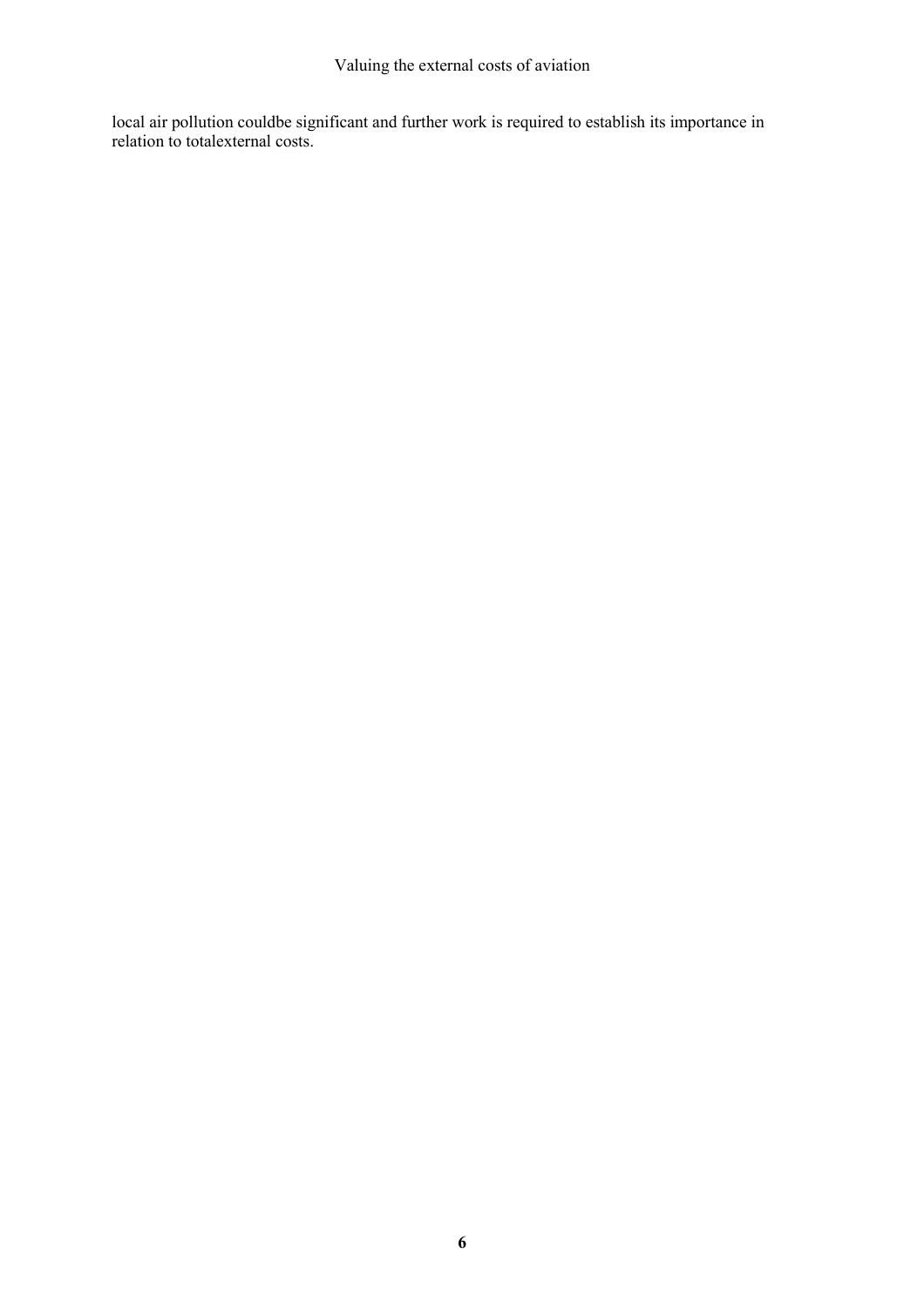local air pollution couldbe significant and further work is required to establish its importance in relation to totalexternal costs.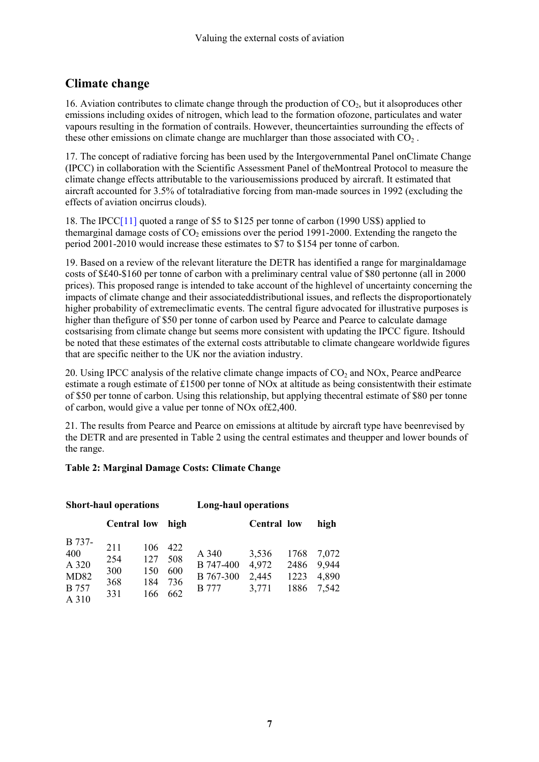## Climate change

16. Aviation contributes to climate change through the production of $CO_2$, but it alsoproduces other emissions including oxides of nitrogen, which lead to the formation ofozone, particulates and water vapours resulting in the formation of contrails. However, theuncertainties surrounding the effects of these other emissions on climate change are muchlarger than those associated with $CO_2$ .

17. The concept of radiative forcing has been used by the Intergovernmental Panel onClimate Change (IPCC) in collaboration with the Scientific Assessment Panel of theMontreal Protocol to measure the climate change effects attributable to the variousemissions produced by aircraft. It estimated that aircraft accounted for 3.5% of totalradiative forcing from man-made sources in 1992 (excluding the effects of aviation oncirrus clouds).

18. The IPCC[11] quoted a range of $5 to $125 per tonne of carbon (1990 US$) applied to themarginal damage costs of $CO_2$ emissions over the period 1991-2000. Extending the rangeto the period 2001-2010 would increase these estimates to $7 to $154 per tonne of carbon.

19. Based on a review of the relevant literature the DETR has identified a range for marginaldamage costs of $£40-$160 per tonne of carbon with a preliminary central value of $80 pertonne (all in 2000 prices). This proposed range is intended to take account of the highlevel of uncertainty concerning the impacts of climate change and their associateddistributional issues, and reflects the disproportionately higher probability of extremeclimatic events. The central figure advocated for illustrative purposes is higher than thefigure of $50 per tonne of carbon used by Pearce and Pearce to calculate damage costsarising from climate change but seems more consistent with updating the IPCC figure. Itshould be noted that these estimates of the external costs attributable to climate changeare worldwide figures that are specific neither to the UK nor the aviation industry.

20. Using IPCC analysis of the relative climate change impacts of $CO_2$ and NOx, Pearce andPearce estimate a rough estimate of £1500 per tonne of NOx at altitude as being consistentwith their estimate of $50 per tonne of carbon. Using this relationship, but applying thecentral estimate of $80 per tonne of carbon, would give a value per tonne of NOx of£2,400.

21. The results from Pearce and Pearce on emissions at altitude by aircraft type have beenrevised by the DETR and are presented in Table 2 using the central estimates and theupper and lower bounds of the range.

**Table 2: Marginal Damage Costs: Climate Change**

| Short-haul operations | | | | Long-haul operations | | | |
|---|---|---|---|---|---|---|---|
| | **Central** | **low** | **high** | | **Central** | **low** | **high** |
| B 737-400 | 211 | 106 | 422 | A 340 | 3,536 | 1768 | 7,072 |
| A 320 | 254 | 127 | 508 | B 747-400 | 4,972 | 2486 | 9,944 |
| MD82 | 300 | 150 | 600 | B 767-300 | 2,445 | 1223 | 4,890 |
| B 757 | 368 | 184 | 736 | B 777 | 3,771 | 1886 | 7,542 |
| A 310 | 331 | 166 | 662 | | | | |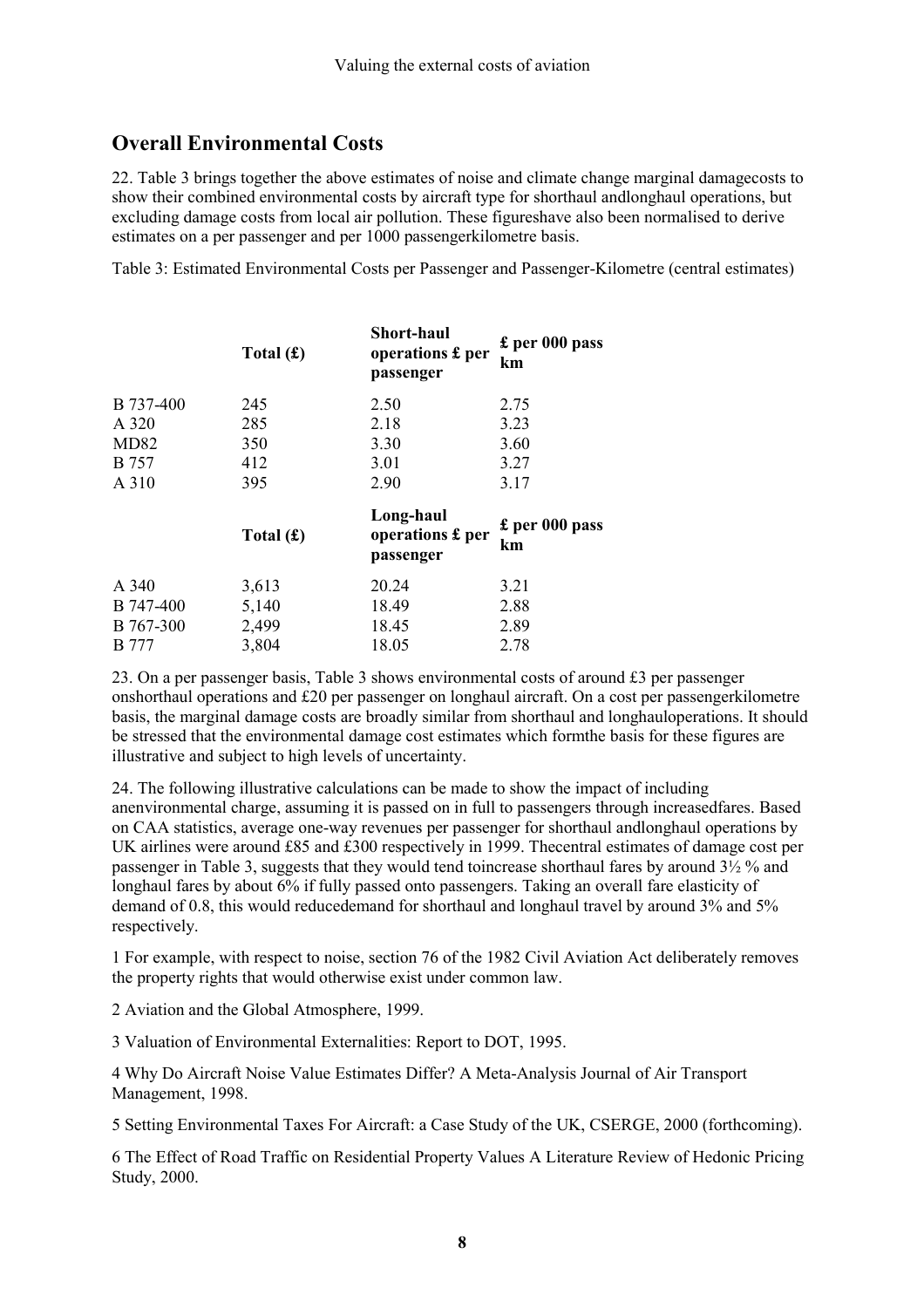## Overall Environmental Costs

22. Table 3 brings together the above estimates of noise and climate change marginal damagecosts to show their combined environmental costs by aircraft type for shorthaul andlonghaul operations, but excluding damage costs from local air pollution. These figureshave also been normalised to derive estimates on a per passenger and per 1000 passengerkilometre basis.

Table 3: Estimated Environmental Costs per Passenger and Passenger-Kilometre (central estimates)

| | Total (£) | Short-haul operations £ per passenger | £ per 000 pass km |
|---|---|---|---|
| B 737-400 | 245 | 2.50 | 2.75 |
| A 320 | 285 | 2.18 | 3.23 |
| MD82 | 350 | 3.30 | 3.60 |
| B 757 | 412 | 3.01 | 3.27 |
| A 310 | 395 | 2.90 | 3.17 |
| | **Total (£)** | **Long-haul operations £ per passenger** | **£ per 000 pass km** |
| A 340 | 3,613 | 20.24 | 3.21 |
| B 747-400 | 5,140 | 18.49 | 2.88 |
| B 767-300 | 2,499 | 18.45 | 2.89 |
| B 777 | 3,804 | 18.05 | 2.78 |

23. On a per passenger basis, Table 3 shows environmental costs of around £3 per passenger onshorthaul operations and £20 per passenger on longhaul aircraft. On a cost per passengerkilometre basis, the marginal damage costs are broadly similar from shorthaul and longhauloperations. It should be stressed that the environmental damage cost estimates which formthe basis for these figures are illustrative and subject to high levels of uncertainty.

24. The following illustrative calculations can be made to show the impact of including anenvironmental charge, assuming it is passed on in full to passengers through increasedfares. Based on CAA statistics, average one-way revenues per passenger for shorthaul andlonghaul operations by UK airlines were around £85 and £300 respectively in 1999. Thecentral estimates of damage cost per passenger in Table 3, suggests that they would tend toincrease shorthaul fares by around 3½ % and longhaul fares by about 6% if fully passed onto passengers. Taking an overall fare elasticity of demand of 0.8, this would reducedemand for shorthaul and longhaul travel by around 3% and 5% respectively.

1 For example, with respect to noise, section 76 of the 1982 Civil Aviation Act deliberately removes the property rights that would otherwise exist under common law.

2 Aviation and the Global Atmosphere, 1999.

3 Valuation of Environmental Externalities: Report to DOT, 1995.

4 Why Do Aircraft Noise Value Estimates Differ? A Meta-Analysis Journal of Air Transport Management, 1998.

5 Setting Environmental Taxes For Aircraft: a Case Study of the UK, CSERGE, 2000 (forthcoming).

6 The Effect of Road Traffic on Residential Property Values A Literature Review of Hedonic Pricing Study, 2000.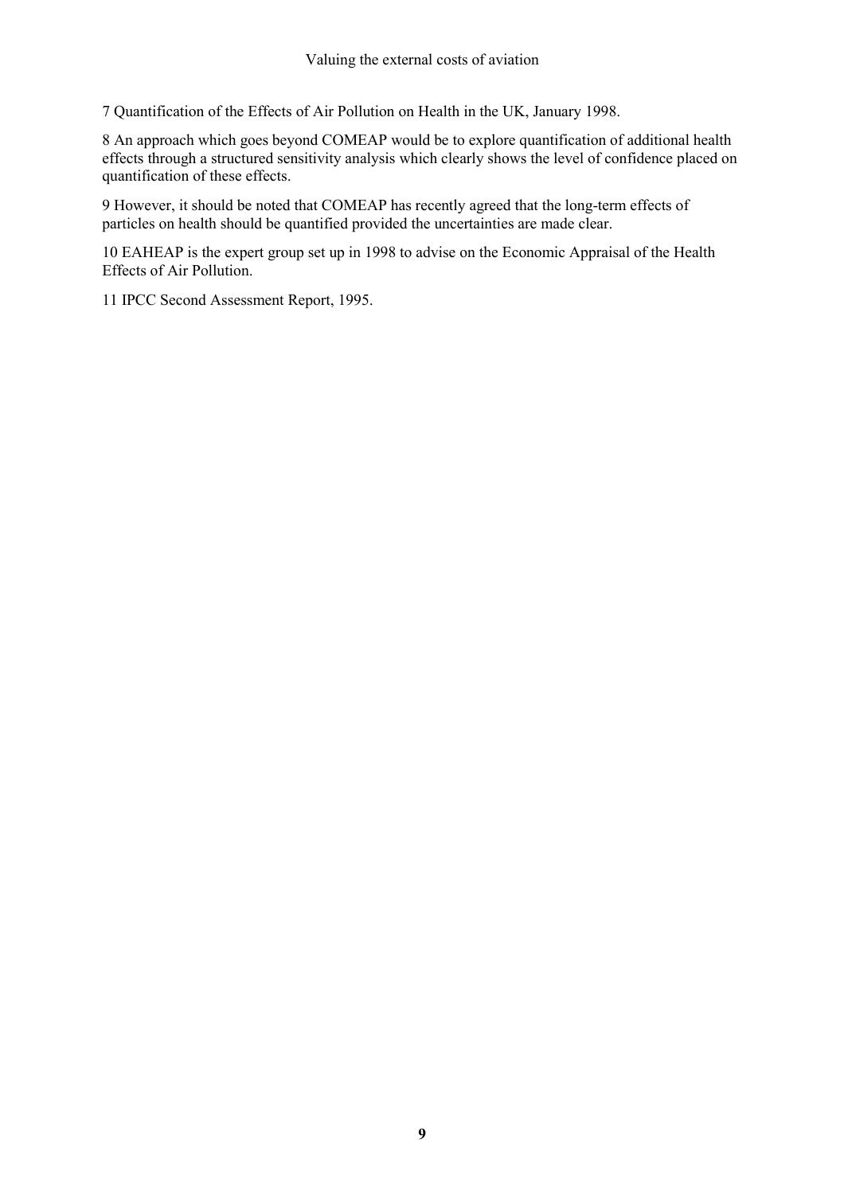7 Quantification of the Effects of Air Pollution on Health in the UK, January 1998.

8 An approach which goes beyond COMEAP would be to explore quantification of additional health effects through a structured sensitivity analysis which clearly shows the level of confidence placed on quantification of these effects.

9 However, it should be noted that COMEAP has recently agreed that the long-term effects of particles on health should be quantified provided the uncertainties are made clear.

10 EAHEAP is the expert group set up in 1998 to advise on the Economic Appraisal of the Health Effects of Air Pollution.

11 IPCC Second Assessment Report, 1995.